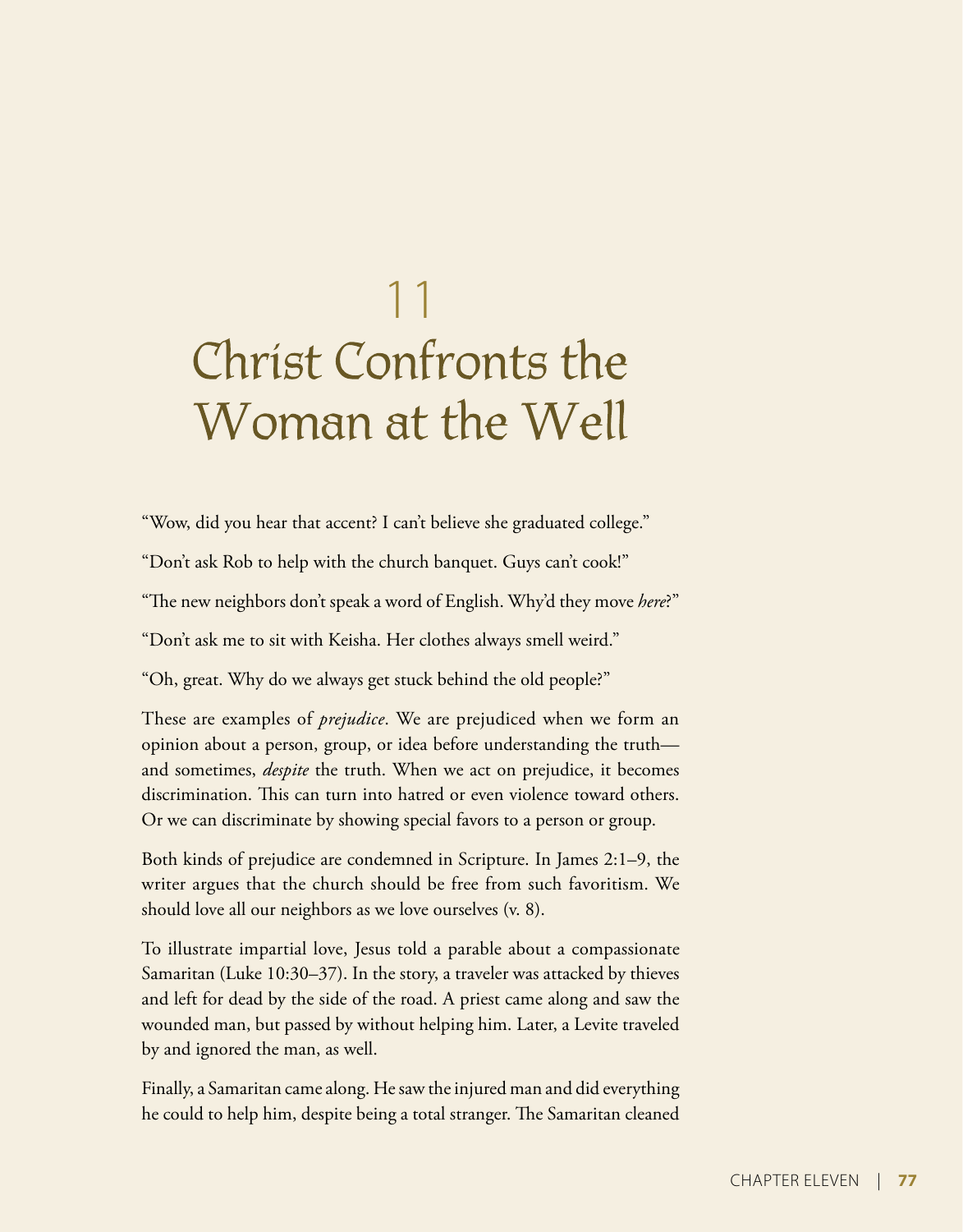# 11
# Christ Confronts the Woman at the Well

"Wow, did you hear that accent? I can't believe she graduated college."

"Don't ask Rob to help with the church banquet. Guys can't cook!"

"The new neighbors don't speak a word of English. Why'd they move *here*?"

"Don't ask me to sit with Keisha. Her clothes always smell weird."

"Oh, great. Why do we always get stuck behind the old people?"

These are examples of *prejudice*. We are prejudiced when we form an opinion about a person, group, or idea before understanding the truth—and sometimes, *despite* the truth. When we act on prejudice, it becomes discrimination. This can turn into hatred or even violence toward others. Or we can discriminate by showing special favors to a person or group.

Both kinds of prejudice are condemned in Scripture. In James 2:1–9, the writer argues that the church should be free from such favoritism. We should love all our neighbors as we love ourselves (v. 8).

To illustrate impartial love, Jesus told a parable about a compassionate Samaritan (Luke 10:30–37). In the story, a traveler was attacked by thieves and left for dead by the side of the road. A priest came along and saw the wounded man, but passed by without helping him. Later, a Levite traveled by and ignored the man, as well.

Finally, a Samaritan came along. He saw the injured man and did everything he could to help him, despite being a total stranger. The Samaritan cleaned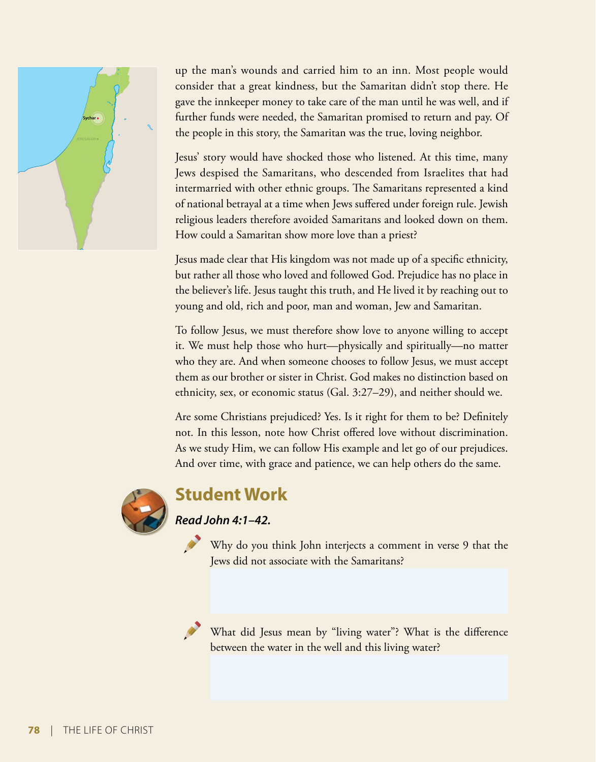up the man's wounds and carried him to an inn. Most people would consider that a great kindness, but the Samaritan didn't stop there. He gave the innkeeper money to take care of the man until he was well, and if further funds were needed, the Samaritan promised to return and pay. Of the people in this story, the Samaritan was the true, loving neighbor.

Jesus' story would have shocked those who listened. At this time, many Jews despised the Samaritans, who descended from Israelites that had intermarried with other ethnic groups. The Samaritans represented a kind of national betrayal at a time when Jews suffered under foreign rule. Jewish religious leaders therefore avoided Samaritans and looked down on them. How could a Samaritan show more love than a priest?

Jesus made clear that His kingdom was not made up of a specific ethnicity, but rather all those who loved and followed God. Prejudice has no place in the believer's life. Jesus taught this truth, and He lived it by reaching out to young and old, rich and poor, man and woman, Jew and Samaritan.

To follow Jesus, we must therefore show love to anyone willing to accept it. We must help those who hurt—physically and spiritually—no matter who they are. And when someone chooses to follow Jesus, we must accept them as our brother or sister in Christ. God makes no distinction based on ethnicity, sex, or economic status (Gal. 3:27–29), and neither should we.

Are some Christians prejudiced? Yes. Is it right for them to be? Definitely not. In this lesson, note how Christ offered love without discrimination. As we study Him, we can follow His example and let go of our prejudices. And over time, with grace and patience, we can help others do the same.

## Student Work

***Read John 4:1–42.***

Why do you think John interjects a comment in verse 9 that the Jews did not associate with the Samaritans?

What did Jesus mean by "living water"? What is the difference between the water in the well and this living water?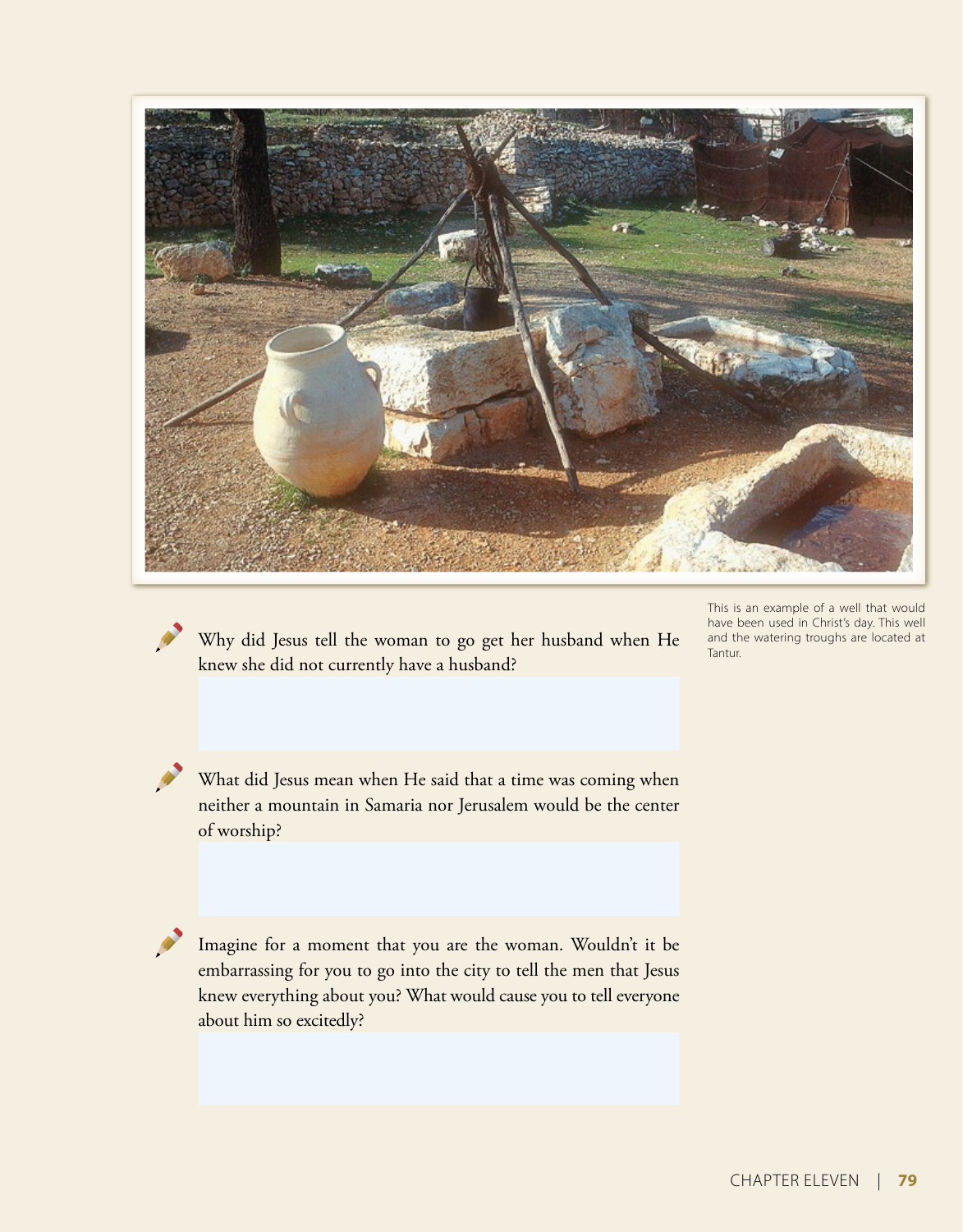This is an example of a well that would have been used in Christ's day. This well and the watering troughs are located at Tantur.

Why did Jesus tell the woman to go get her husband when He knew she did not currently have a husband?

What did Jesus mean when He said that a time was coming when neither a mountain in Samaria nor Jerusalem would be the center of worship?

Imagine for a moment that you are the woman. Wouldn't it be embarrassing for you to go into the city to tell the men that Jesus knew everything about you? What would cause you to tell everyone about him so excitedly?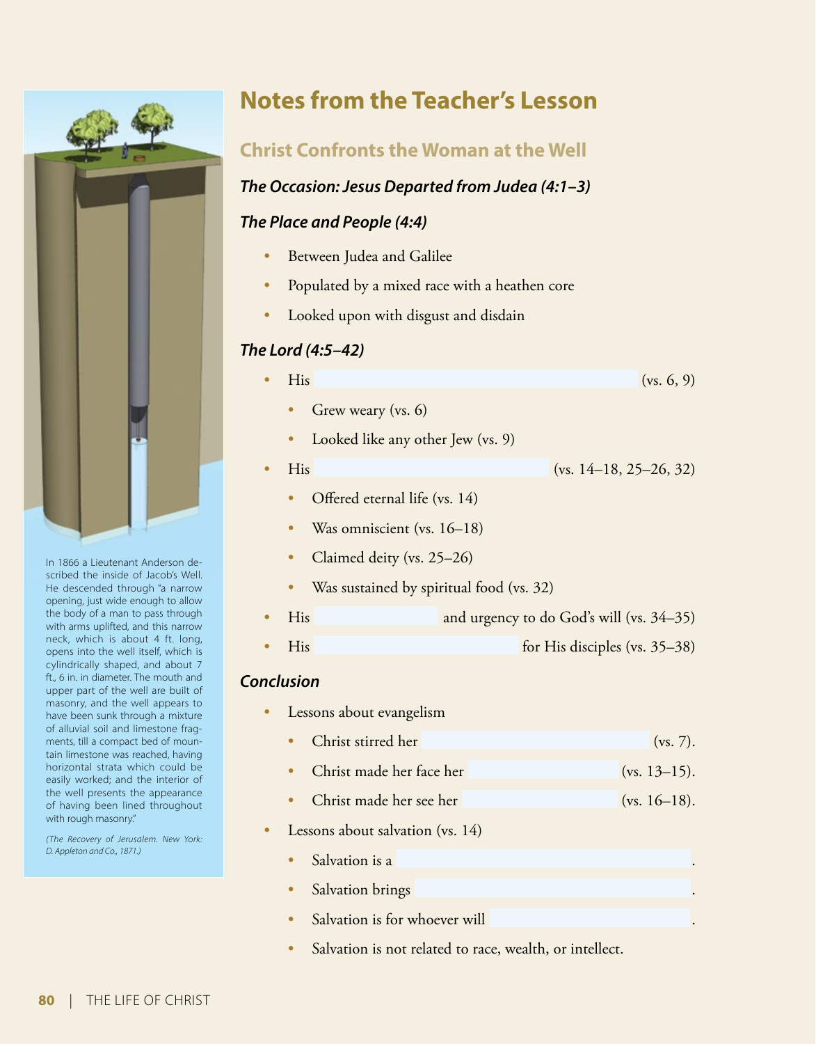In 1866 a Lieutenant Anderson described the inside of Jacob's Well. He descended through "a narrow opening, just wide enough to allow the body of a man to pass through with arms uplifted, and this narrow neck, which is about 4 ft. long, opens into the well itself, which is cylindrically shaped, and about 7 ft., 6 in. in diameter. The mouth and upper part of the well are built of masonry, and the well appears to have been sunk through a mixture of alluvial soil and limestone fragments, till a compact bed of mountain limestone was reached, having horizontal strata which could be easily worked; and the interior of the well presents the appearance of having been lined throughout with rough masonry."

*(The Recovery of Jerusalem. New York: D. Appleton and Co., 1871.)*

# Notes from the Teacher's Lesson

## Christ Confronts the Woman at the Well

### *The Occasion: Jesus Departed from Judea (4:1–3)*

### *The Place and People (4:4)*

- Between Judea and Galilee
- Populated by a mixed race with a heathen core
- Looked upon with disgust and disdain

### *The Lord (4:5–42)*

- His ________________ (vs. 6, 9)
  - Grew weary (vs. 6)
  - Looked like any other Jew (vs. 9)
- His ________________ (vs. 14–18, 25–26, 32)
  - Offered eternal life (vs. 14)
  - Was omniscient (vs. 16–18)
  - Claimed deity (vs. 25–26)
  - Was sustained by spiritual food (vs. 32)
- His ________________ and urgency to do God's will (vs. 34–35)
- His ________________ for His disciples (vs. 35–38)

### *Conclusion*

- Lessons about evangelism
  - Christ stirred her ________________ (vs. 7).
  - Christ made her face her ________________ (vs. 13–15).
  - Christ made her see her ________________ (vs. 16–18).
- Lessons about salvation (vs. 14)
  - Salvation is a ________________.
  - Salvation brings ________________.
  - Salvation is for whoever will ________________.
  - Salvation is not related to race, wealth, or intellect.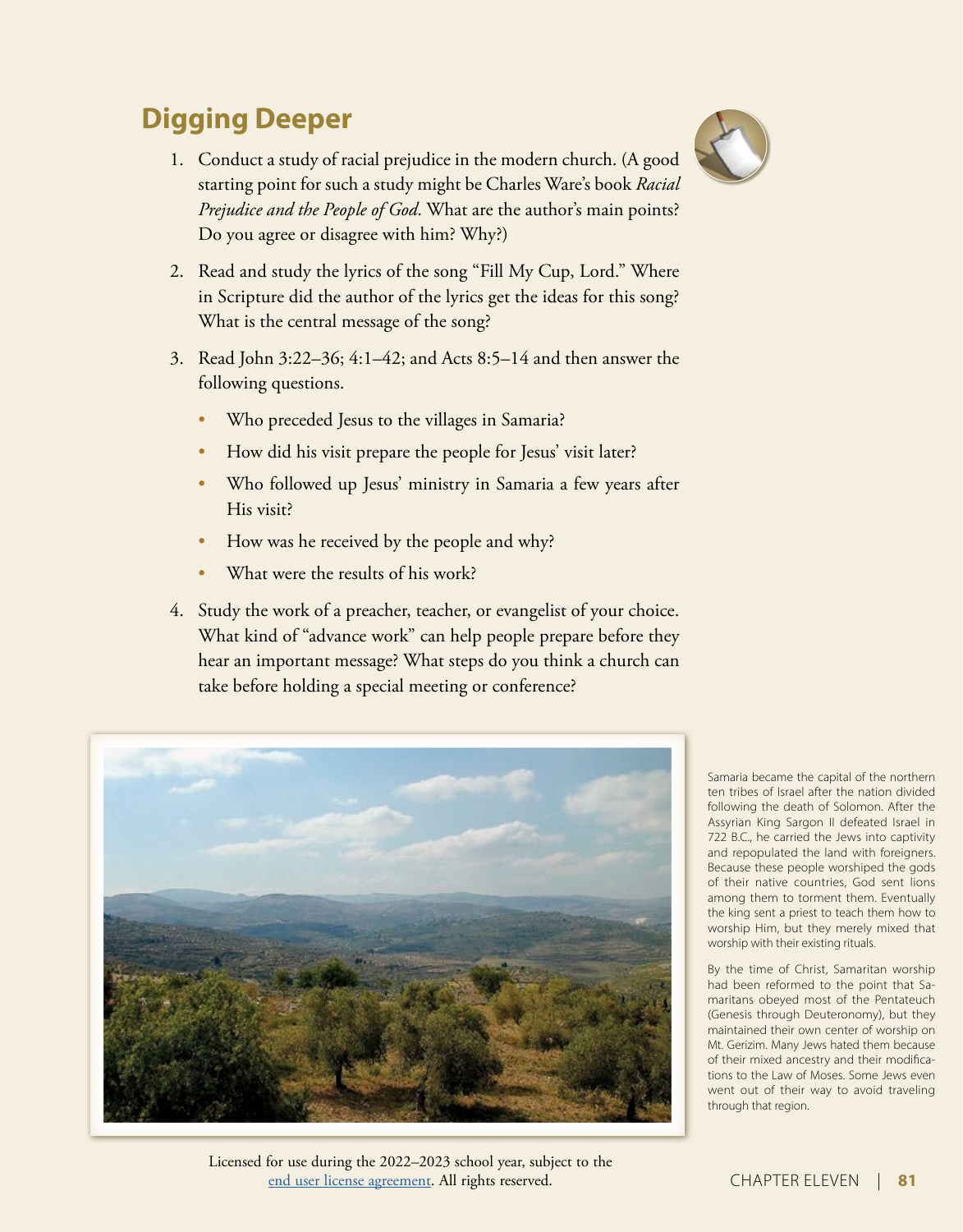## Digging Deeper

1. Conduct a study of racial prejudice in the modern church. (A good starting point for such a study might be Charles Ware's book *Racial Prejudice and the People of God*. What are the author's main points? Do you agree or disagree with him? Why?)

2. Read and study the lyrics of the song "Fill My Cup, Lord." Where in Scripture did the author of the lyrics get the ideas for this song? What is the central message of the song?

3. Read John 3:22–36; 4:1–42; and Acts 8:5–14 and then answer the following questions.

   - Who preceded Jesus to the villages in Samaria?
   - How did his visit prepare the people for Jesus' visit later?
   - Who followed up Jesus' ministry in Samaria a few years after His visit?
   - How was he received by the people and why?
   - What were the results of his work?

4. Study the work of a preacher, teacher, or evangelist of your choice. What kind of "advance work" can help people prepare before they hear an important message? What steps do you think a church can take before holding a special meeting or conference?

Samaria became the capital of the northern ten tribes of Israel after the nation divided following the death of Solomon. After the Assyrian King Sargon II defeated Israel in 722 B.C., he carried the Jews into captivity and repopulated the land with foreigners. Because these people worshiped the gods of their native countries, God sent lions among them to torment them. Eventually the king sent a priest to teach them how to worship Him, but they merely mixed that worship with their existing rituals.

By the time of Christ, Samaritan worship had been reformed to the point that Samaritans obeyed most of the Pentateuch (Genesis through Deuteronomy), but they maintained their own center of worship on Mt. Gerizim. Many Jews hated them because of their mixed ancestry and their modifications to the Law of Moses. Some Jews even went out of their way to avoid traveling through that region.

Licensed for use during the 2022–2023 school year, subject to the end user license agreement. All rights reserved.